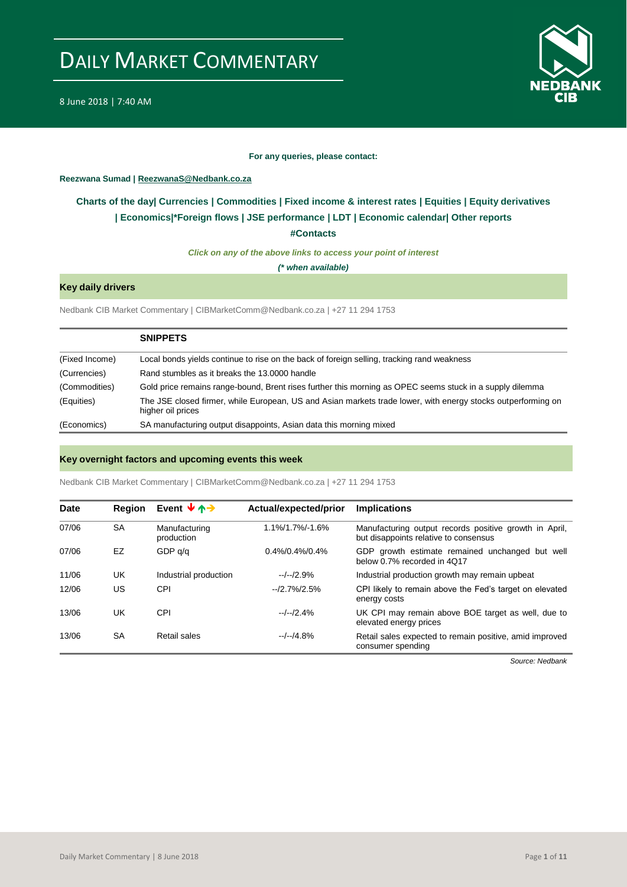# DAILY MARKET COMMENTARY

8 June 2018 | 7:40 AM

**For any queries, please contact:**

**Reezwana Sumad | ReezwanaS@Nedbank.co.za**

**Charts of the day| Currencies | Commodities | Fixed income & interest rates | Equities | Equity derivatives | Economics|*Foreign flows | JSE performance | LDT | Economic calendar| Other reports**

**#Contacts**

***Click on any of the above links to access your point of interest***

***(* when available)***

## Key daily drivers

Nedbank CIB Market Commentary | CIBMarketComm@Nedbank.co.za | +27 11 294 1753

| | SNIPPETS |
|---|---|
| (Fixed Income) | Local bonds yields continue to rise on the back of foreign selling, tracking rand weakness |
| (Currencies) | Rand stumbles as it breaks the 13.0000 handle |
| (Commodities) | Gold price remains range-bound, Brent rises further this morning as OPEC seems stuck in a supply dilemma |
| (Equities) | The JSE closed firmer, while European, US and Asian markets trade lower, with energy stocks outperforming on higher oil prices |
| (Economics) | SA manufacturing output disappoints, Asian data this morning mixed |

## Key overnight factors and upcoming events this week

Nedbank CIB Market Commentary | CIBMarketComm@Nedbank.co.za | +27 11 294 1753

| Date | Region | Event | Actual/expected/prior | Implications |
|---|---|---|---|---|
| 07/06 | SA | Manufacturing production | 1.1%/1.7%/-1.6% | Manufacturing output records positive growth in April, but disappoints relative to consensus |
| 07/06 | EZ | GDP q/q | 0.4%/0.4%/0.4% | GDP growth estimate remained unchanged but well below 0.7% recorded in 4Q17 |
| 11/06 | UK | Industrial production | --/--/2.9% | Industrial production growth may remain upbeat |
| 12/06 | US | CPI | --/2.7%/2.5% | CPI likely to remain above the Fed's target on elevated energy costs |
| 13/06 | UK | CPI | --/--/2.4% | UK CPI may remain above BOE target as well, due to elevated energy prices |
| 13/06 | SA | Retail sales | --/--/4.8% | Retail sales expected to remain positive, amid improved consumer spending |

*Source: Nedbank*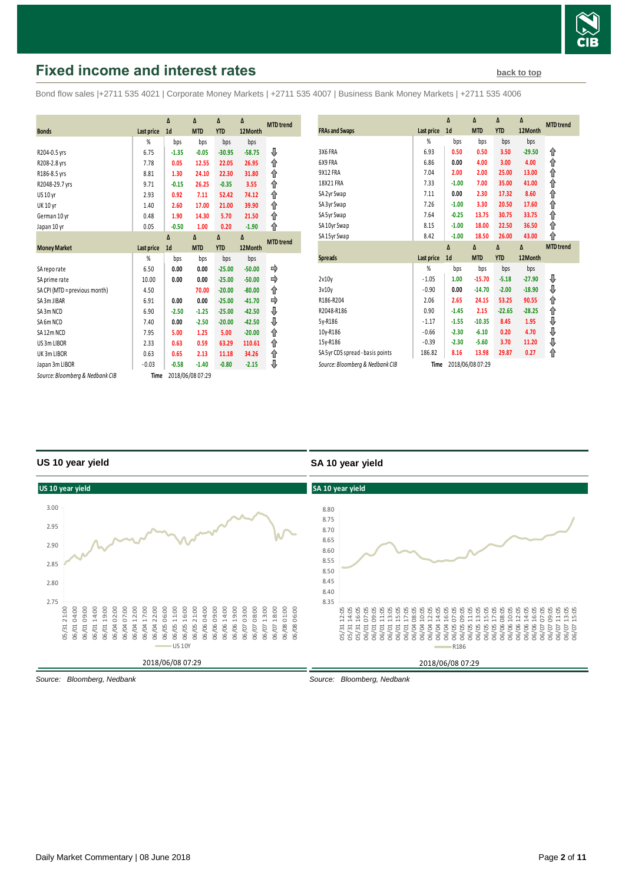## Fixed income and interest rates

back to top

Bond flow sales |+2711 535 4021 | Corporate Money Markets | +2711 535 4007 | Business Bank Money Markets | +2711 535 4006

| Bonds | Last price | Δ 1d | Δ MTD | Δ YTD | Δ 12Month | MTD trend |
|---|---|---|---|---|---|---|
| | % | bps | bps | bps | bps | |
| R204-0.5 yrs | 6.75 | -1.35 | -0.05 | -30.95 | -58.75 | ⇩ |
| R208-2.8 yrs | 7.78 | 0.05 | 12.55 | 22.05 | 26.95 | ⇧ |
| R186-8.5 yrs | 8.81 | 1.30 | 24.10 | 22.30 | 31.80 | ⇧ |
| R2048-29.7 yrs | 9.71 | -0.15 | 26.25 | -0.35 | 3.55 | ⇧ |
| US 10 yr | 2.93 | 0.92 | 7.11 | 52.42 | 74.12 | ⇧ |
| UK 10 yr | 1.40 | 2.60 | 17.00 | 21.00 | 39.90 | ⇧ |
| German 10 yr | 0.48 | 1.90 | 14.30 | 5.70 | 21.50 | ⇧ |
| Japan 10 yr | 0.05 | -0.50 | 1.00 | 0.20 | -1.90 | ⇧ |

| Money Market | Last price | Δ 1d | Δ MTD | Δ YTD | Δ 12Month | MTD trend |
|---|---|---|---|---|---|---|
| | % | bps | bps | bps | bps | |
| SA repo rate | 6.50 | 0.00 | 0.00 | -25.00 | -50.00 | ⇨ |
| SA prime rate | 10.00 | 0.00 | 0.00 | -25.00 | -50.00 | ⇨ |
| SA CPI (MTD = previous month) | 4.50 | | 70.00 | -20.00 | -80.00 | ⇧ |
| SA 3m JIBAR | 6.91 | 0.00 | 0.00 | -25.00 | -41.70 | ⇨ |
| SA 3m NCD | 6.90 | -2.50 | -1.25 | -25.00 | -42.50 | ⇩ |
| SA 6m NCD | 7.40 | 0.00 | -2.50 | -20.00 | -42.50 | ⇩ |
| SA 12m NCD | 7.95 | 5.00 | 1.25 | 5.00 | -20.00 | ⇧ |
| US 3m LIBOR | 2.33 | 0.63 | 0.59 | 63.29 | 110.61 | ⇧ |
| UK 3m LIBOR | 0.63 | 0.65 | 2.13 | 11.18 | 34.26 | ⇧ |
| Japan 3m LIBOR | -0.03 | -0.58 | -1.40 | -0.80 | -2.15 | ⇩ |

*Source: Bloomberg & Nedbank CIB* **Time** 2018/06/08 07:29

| FRAs and Swaps | Last price | Δ 1d | Δ MTD | Δ YTD | Δ 12Month | MTD trend |
|---|---|---|---|---|---|---|
| | % | bps | bps | bps | bps | |
| 3X6 FRA | 6.93 | 0.50 | 0.50 | 3.50 | -29.50 | ⇧ |
| 6X9 FRA | 6.86 | 0.00 | 4.00 | 3.00 | 4.00 | ⇧ |
| 9X12 FRA | 7.04 | 2.00 | 2.00 | 25.00 | 13.00 | ⇧ |
| 18X21 FRA | 7.33 | -1.00 | 7.00 | 35.00 | 41.00 | ⇧ |
| SA 2yr Swap | 7.11 | 0.00 | 2.30 | 17.32 | 8.60 | ⇧ |
| SA 3yr Swap | 7.26 | -1.00 | 3.30 | 20.50 | 17.60 | ⇧ |
| SA 5yr Swap | 7.64 | -0.25 | 13.75 | 30.75 | 33.75 | ⇧ |
| SA 10yr Swap | 8.15 | -1.00 | 18.00 | 22.50 | 36.50 | ⇧ |
| SA 15yr Swap | 8.42 | -1.00 | 18.50 | 26.00 | 43.00 | ⇧ |

| Spreads | Last price | Δ 1d | Δ MTD | Δ YTD | Δ 12Month | MTD trend |
|---|---|---|---|---|---|---|
| | % | bps | bps | bps | bps | |
| 2v10y | -1.05 | 1.00 | -15.70 | -5.18 | -27.90 | ⇩ |
| 3v10y | -0.90 | 0.00 | -14.70 | -2.00 | -18.90 | ⇩ |
| R186-R204 | 2.06 | 2.65 | 24.15 | 53.25 | 90.55 | ⇧ |
| R2048-R186 | 0.90 | -1.45 | 2.15 | -22.65 | -28.25 | ⇧ |
| 5y-R186 | -1.17 | -1.55 | -10.35 | 8.45 | 1.95 | ⇩ |
| 10y-R186 | -0.66 | -2.30 | -6.10 | 0.20 | 4.70 | ⇩ |
| 15y-R186 | -0.39 | -2.30 | -5.60 | 3.70 | 11.20 | ⇩ |
| SA 5yr CDS spread - basis points | 186.82 | 8.16 | 13.98 | 29.87 | 0.27 | ⇧ |

*Source: Bloomberg & Nedbank CIB* **Time** 2018/06/08 07:29

### US 10 year yield

US 10 year yield

2018/06/08 07:29

*Source: Bloomberg, Nedbank*

### SA 10 year yield

SA 10 year yield

2018/06/08 07:29

*Source: Bloomberg, Nedbank*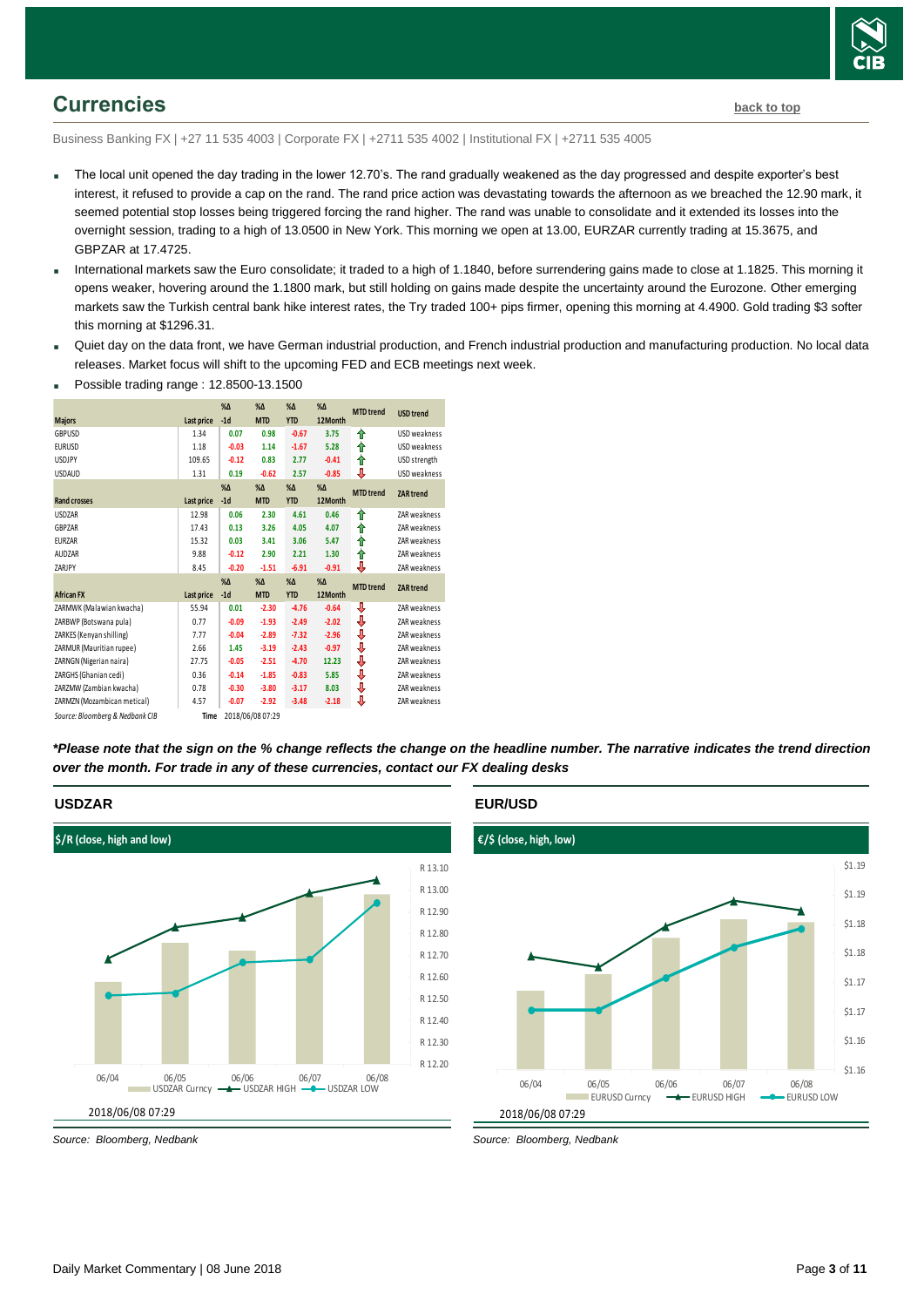## Currencies

back to top

Business Banking FX | +27 11 535 4003 | Corporate FX | +2711 535 4002 | Institutional FX | +2711 535 4005

- The local unit opened the day trading in the lower 12.70's. The rand gradually weakened as the day progressed and despite exporter's best interest, it refused to provide a cap on the rand. The rand price action was devastating towards the afternoon as we breached the 12.90 mark, it seemed potential stop losses being triggered forcing the rand higher. The rand was unable to consolidate and it extended its losses into the overnight session, trading to a high of 13.0500 in New York. This morning we open at 13.00, EURZAR currently trading at 15.3675, and GBPZAR at 17.4725.
- International markets saw the Euro consolidate; it traded to a high of 1.1840, before surrendering gains made to close at 1.1825. This morning it opens weaker, hovering around the 1.1800 mark, but still holding on gains made despite the uncertainty around the Eurozone. Other emerging markets saw the Turkish central bank hike interest rates, the Try traded 100+ pips firmer, opening this morning at 4.4900. Gold trading $3 softer this morning at $1296.31.
- Quiet day on the data front, we have German industrial production, and French industrial production and manufacturing production. No local data releases. Market focus will shift to the upcoming FED and ECB meetings next week.
- Possible trading range : 12.8500-13.1500

| Majors | Last price | %Δ -1d | %Δ MTD | %Δ YTD | %Δ 12Month | MTD trend | USD trend |
|---|---|---|---|---|---|---|---|
| GBPUSD | 1.34 | 0.07 | 0.98 | -0.67 | 3.75 | ⇧ | USD weakness |
| EURUSD | 1.18 | -0.03 | 1.14 | -1.67 | 5.28 | ⇧ | USD weakness |
| USDJPY | 109.65 | -0.12 | 0.83 | 2.77 | -0.41 | ⇧ | USD strength |
| USDAUD | 1.31 | 0.19 | -0.62 | 2.57 | -0.85 | ⇩ | USD weakness |
| **Rand crosses** | **Last price** | **%Δ -1d** | **%Δ MTD** | **%Δ YTD** | **%Δ 12Month** | **MTD trend** | **ZAR trend** |
| USDZAR | 12.98 | 0.06 | 2.30 | 4.61 | 0.46 | ⇧ | ZAR weakness |
| GBPZAR | 17.43 | 0.13 | 3.26 | 4.05 | 4.07 | ⇧ | ZAR weakness |
| EURZAR | 15.32 | 0.03 | 3.41 | 3.06 | 5.47 | ⇧ | ZAR weakness |
| AUDZAR | 9.88 | -0.12 | 2.90 | 2.21 | 1.30 | ⇧ | ZAR weakness |
| ZARJPY | 8.45 | -0.20 | -1.51 | -6.91 | -0.91 | ⇩ | ZAR weakness |
| **African FX** | **Last price** | **%Δ -1d** | **%Δ MTD** | **%Δ YTD** | **%Δ 12Month** | **MTD trend** | **ZAR trend** |
| ZARMWK (Malawian kwacha) | 55.94 | 0.01 | -2.30 | -4.76 | -0.64 | ⇩ | ZAR weakness |
| ZARBWP (Botswana pula) | 0.77 | -0.09 | -1.93 | -2.49 | -2.02 | ⇩ | ZAR weakness |
| ZARKES (Kenyan shilling) | 7.77 | -0.04 | -2.89 | -7.32 | -2.96 | ⇩ | ZAR weakness |
| ZARMUR (Mauritian rupee) | 2.66 | 1.45 | -3.19 | -2.43 | -0.97 | ⇩ | ZAR weakness |
| ZARNGN (Nigerian naira) | 27.75 | -0.05 | -2.51 | -4.70 | 12.23 | ⇩ | ZAR weakness |
| ZARGHS (Ghanian cedi) | 0.36 | -0.14 | -1.85 | -0.83 | 5.85 | ⇩ | ZAR weakness |
| ZARZMW (Zambian kwacha) | 0.78 | -0.30 | -3.80 | -3.17 | 8.03 | ⇩ | ZAR weakness |
| ZARMZN (Mozambican metical) | 4.57 | -0.07 | -2.92 | -3.48 | -2.18 | ⇩ | ZAR weakness |

*Source: Bloomberg & Nedbank CIB* Time 2018/06/08 07:29

***Please note that the sign on the % change reflects the change on the headline number. The narrative indicates the trend direction over the month. For trade in any of these currencies, contact our FX dealing desks***

### USDZAR

$/R (close, high and low)

2018/06/08 07:29

*Source: Bloomberg, Nedbank*

### EUR/USD

€/$ (close, high, low)

2018/06/08 07:29

*Source: Bloomberg, Nedbank*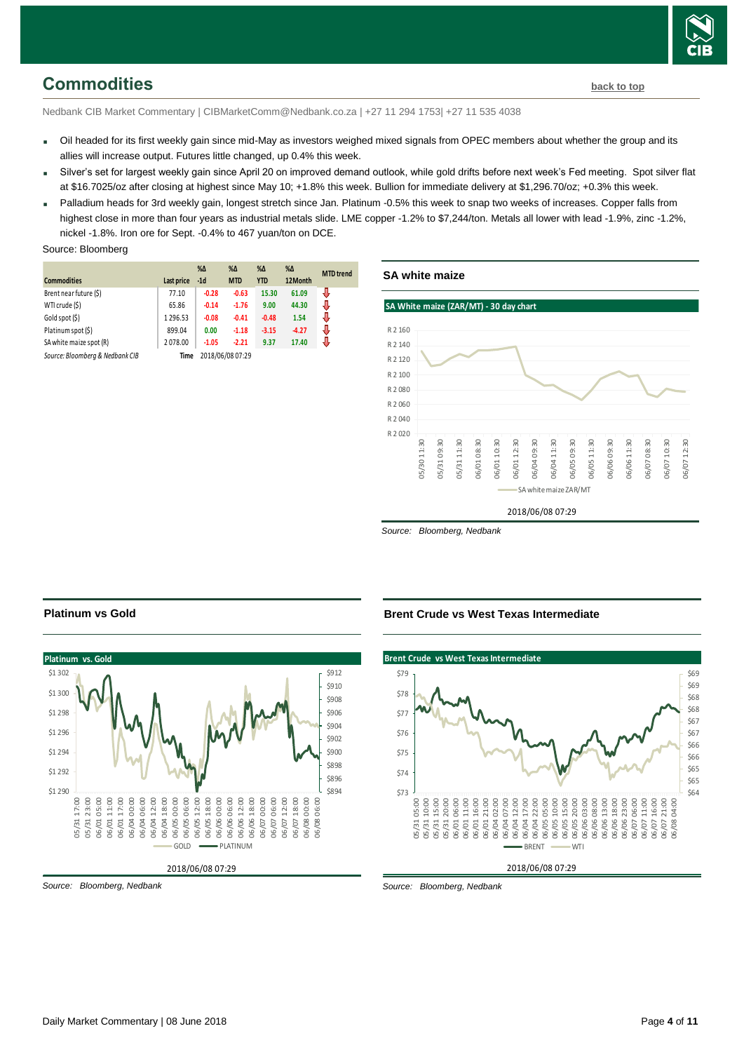# Commodities

back to top

Nedbank CIB Market Commentary | CIBMarketComm@Nedbank.co.za | +27 11 294 1753| +27 11 535 4038

- Oil headed for its first weekly gain since mid-May as investors weighed mixed signals from OPEC members about whether the group and its allies will increase output. Futures little changed, up 0.4% this week.
- Silver's set for largest weekly gain since April 20 on improved demand outlook, while gold drifts before next week's Fed meeting. Spot silver flat at $16.7025/oz after closing at highest since May 10; +1.8% this week. Bullion for immediate delivery at $1,296.70/oz; +0.3% this week.
- Palladium heads for 3rd weekly gain, longest stretch since Jan. Platinum -0.5% this week to snap two weeks of increases. Copper falls from highest close in more than four years as industrial metals slide. LME copper -1.2% to $7,244/ton. Metals all lower with lead -1.9%, zinc -1.2%, nickel -1.8%. Iron ore for Sept. -0.4% to 467 yuan/ton on DCE.

Source: Bloomberg

| Commodities | Last price | %Δ -1d | %Δ MTD | %Δ YTD | %Δ 12Month | MTD trend |
|---|---|---|---|---|---|---|
| Brent near future ($) | 77.10 | -0.28 | -0.63 | 15.30 | 61.09 | ⇩ |
| WTI crude ($) | 65.86 | -0.14 | -1.76 | 9.00 | 44.30 | ⇩ |
| Gold spot ($) | 1 296.53 | -0.08 | -0.41 | -0.48 | 1.54 | ⇩ |
| Platinum spot ($) | 899.04 | 0.00 | -1.18 | -3.15 | -4.27 | ⇩ |
| SA white maize spot (R) | 2 078.00 | -1.05 | -2.21 | 9.37 | 17.40 | ⇩ |

Source: Bloomberg & Nedbank CIB    Time 2018/06/08 07:29

## SA white maize

Source: Bloomberg, Nedbank

## Platinum vs Gold

Source: Bloomberg, Nedbank

## Brent Crude vs West Texas Intermediate

Source: Bloomberg, Nedbank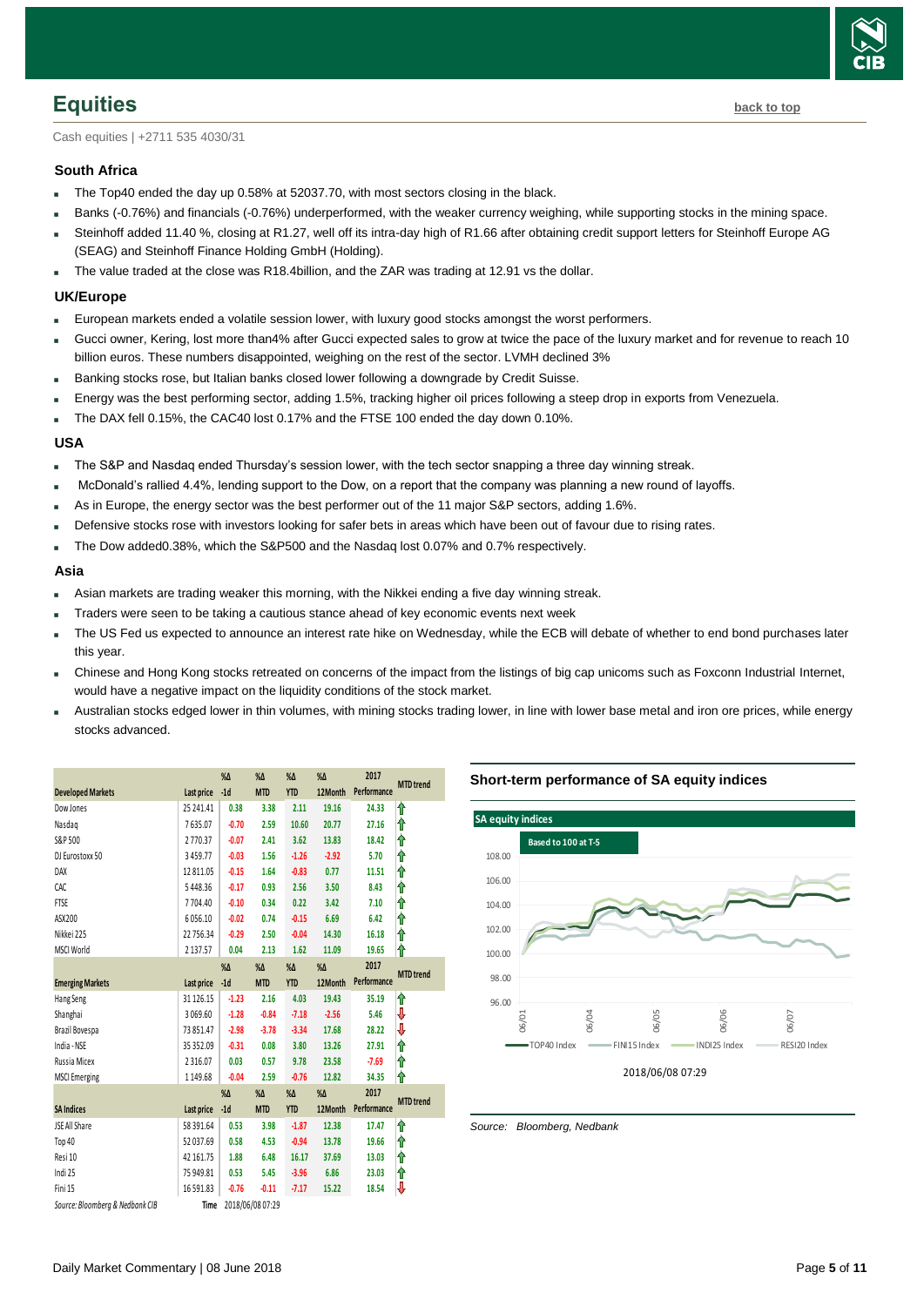## Equities

back to top

Cash equities | +2711 535 4030/31

### South Africa

- The Top40 ended the day up 0.58% at 52037.70, with most sectors closing in the black.
- Banks (-0.76%) and financials (-0.76%) underperformed, with the weaker currency weighing, while supporting stocks in the mining space.
- Steinhoff added 11.40 %, closing at R1.27, well off its intra-day high of R1.66 after obtaining credit support letters for Steinhoff Europe AG (SEAG) and Steinhoff Finance Holding GmbH (Holding).
- The value traded at the close was R18.4billion, and the ZAR was trading at 12.91 vs the dollar.

### UK/Europe

- European markets ended a volatile session lower, with luxury good stocks amongst the worst performers.
- Gucci owner, Kering, lost more than4% after Gucci expected sales to grow at twice the pace of the luxury market and for revenue to reach 10 billion euros. These numbers disappointed, weighing on the rest of the sector. LVMH declined 3%
- Banking stocks rose, but Italian banks closed lower following a downgrade by Credit Suisse.
- Energy was the best performing sector, adding 1.5%, tracking higher oil prices following a steep drop in exports from Venezuela.
- The DAX fell 0.15%, the CAC40 lost 0.17% and the FTSE 100 ended the day down 0.10%.

### USA

- The S&P and Nasdaq ended Thursday's session lower, with the tech sector snapping a three day winning streak.
- McDonald's rallied 4.4%, lending support to the Dow, on a report that the company was planning a new round of layoffs.
- As in Europe, the energy sector was the best performer out of the 11 major S&P sectors, adding 1.6%.
- Defensive stocks rose with investors looking for safer bets in areas which have been out of favour due to rising rates.
- The Dow added0.38%, which the S&P500 and the Nasdaq lost 0.07% and 0.7% respectively.

### Asia

- Asian markets are trading weaker this morning, with the Nikkei ending a five day winning streak.
- Traders were seen to be taking a cautious stance ahead of key economic events next week
- The US Fed us expected to announce an interest rate hike on Wednesday, while the ECB will debate of whether to end bond purchases later this year.
- Chinese and Hong Kong stocks retreated on concerns of the impact from the listings of big cap unicoms such as Foxconn Industrial Internet, would have a negative impact on the liquidity conditions of the stock market.
- Australian stocks edged lower in thin volumes, with mining stocks trading lower, in line with lower base metal and iron ore prices, while energy stocks advanced.

| Developed Markets | Last price | %Δ -1d | %Δ MTD | %Δ YTD | %Δ 12Month | 2017 Performance | MTD trend |
|---|---|---|---|---|---|---|---|
| Dow Jones | 25 241.41 | 0.38 | 3.38 | 2.11 | 19.16 | 24.33 | ⇧ |
| Nasdaq | 7 635.07 | -0.70 | 2.59 | 10.60 | 20.77 | 27.16 | ⇧ |
| S&P 500 | 2 770.37 | -0.07 | 2.41 | 3.62 | 13.83 | 18.42 | ⇧ |
| DJ Eurostoxx 50 | 3 459.77 | -0.03 | 1.56 | -1.26 | -2.92 | 5.70 | ⇧ |
| DAX | 12 811.05 | -0.15 | 1.64 | -0.83 | 0.77 | 11.51 | ⇧ |
| CAC | 5 448.36 | -0.17 | 0.93 | 2.56 | 3.50 | 8.43 | ⇧ |
| FTSE | 7 704.40 | -0.10 | 0.34 | 0.22 | 3.42 | 7.10 | ⇧ |
| ASX200 | 6 056.10 | -0.02 | 0.74 | -0.15 | 6.69 | 6.42 | ⇧ |
| Nikkei 225 | 22 756.34 | -0.29 | 2.50 | -0.04 | 14.30 | 16.18 | ⇧ |
| MSCI World | 2 137.57 | 0.04 | 2.13 | 1.62 | 11.09 | 19.65 | ⇧ |
| **Emerging Markets** | **Last price** | **%Δ -1d** | **%Δ MTD** | **%Δ YTD** | **%Δ 12Month** | **2017 Performance** | **MTD trend** |
| Hang Seng | 31 126.15 | -1.23 | 2.16 | 4.03 | 19.43 | 35.19 | ⇧ |
| Shanghai | 3 069.60 | -1.28 | -0.84 | -7.18 | -2.56 | 5.46 | ⇩ |
| Brazil Bovespa | 73 851.47 | -2.98 | -3.78 | -3.34 | 17.68 | 28.22 | ⇩ |
| India - NSE | 35 352.09 | -0.31 | 0.08 | 3.80 | 13.26 | 27.91 | ⇧ |
| Russia Micex | 2 316.07 | 0.03 | 0.57 | 9.78 | 23.58 | -7.69 | ⇧ |
| MSCI Emerging | 1 149.68 | -0.04 | 2.59 | -0.76 | 12.82 | 34.35 | ⇧ |
| **SA Indices** | **Last price** | **%Δ -1d** | **%Δ MTD** | **%Δ YTD** | **%Δ 12Month** | **2017 Performance** | **MTD trend** |
| JSE All Share | 58 391.64 | 0.53 | 3.98 | -1.87 | 12.38 | 17.47 | ⇧ |
| Top 40 | 52 037.69 | 0.58 | 4.53 | -0.94 | 13.78 | 19.66 | ⇧ |
| Resi 10 | 42 161.75 | 1.88 | 6.48 | 16.17 | 37.69 | 13.03 | ⇧ |
| Indi 25 | 75 949.81 | 0.53 | 5.45 | -3.96 | 6.86 | 23.03 | ⇧ |
| Fini 15 | 16 591.83 | -0.76 | -0.11 | -7.17 | 15.22 | 18.54 | ⇩ |

*Source: Bloomberg & Nedbank CIB* Time 2018/06/08 07:29

**Short-term performance of SA equity indices**

SA equity indices — Based to 100 at T-5 (TOP40 Index, FINI15 Index, INDI25 Index, RESI20 Index) — 2018/06/08 07:29

*Source: Bloomberg, Nedbank*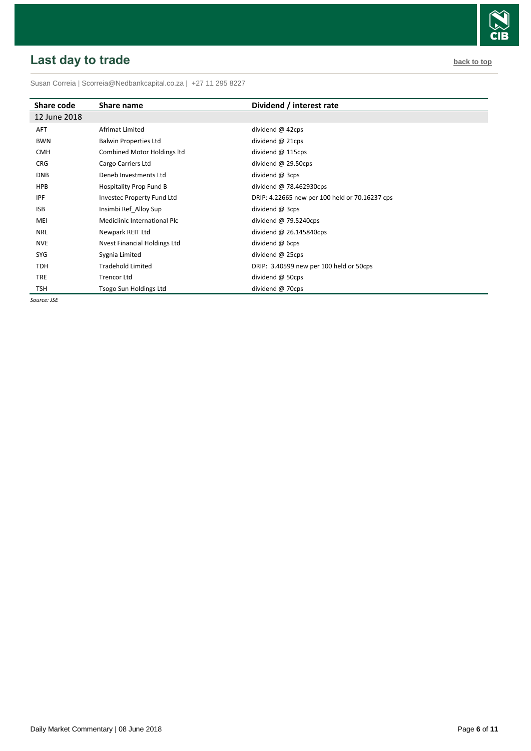## Last day to trade

back to top

Susan Correia | Scorreia@Nedbankcapital.co.za | +27 11 295 8227

| Share code | Share name | Dividend / interest rate |
|---|---|---|
| 12 June 2018 | | |
| AFT | Afrimat Limited | dividend @ 42cps |
| BWN | Balwin Properties Ltd | dividend @ 21cps |
| CMH | Combined Motor Holdings ltd | dividend @ 115cps |
| CRG | Cargo Carriers Ltd | dividend @ 29.50cps |
| DNB | Deneb Investments Ltd | dividend @ 3cps |
| HPB | Hospitality Prop Fund B | dividend @ 78.462930cps |
| IPF | Investec Property Fund Ltd | DRIP: 4.22665 new per 100 held or 70.16237 cps |
| ISB | Insimbi Ref_Alloy Sup | dividend @ 3cps |
| MEI | Mediclinic International Plc | dividend @ 79.5240cps |
| NRL | Newpark REIT Ltd | dividend @ 26.145840cps |
| NVE | Nvest Financial Holdings Ltd | dividend @ 6cps |
| SYG | Sygnia Limited | dividend @ 25cps |
| TDH | Tradehold Limited | DRIP: 3.40599 new per 100 held or 50cps |
| TRE | Trencor Ltd | dividend @ 50cps |
| TSH | Tsogo Sun Holdings Ltd | dividend @ 70cps |

*Source: JSE*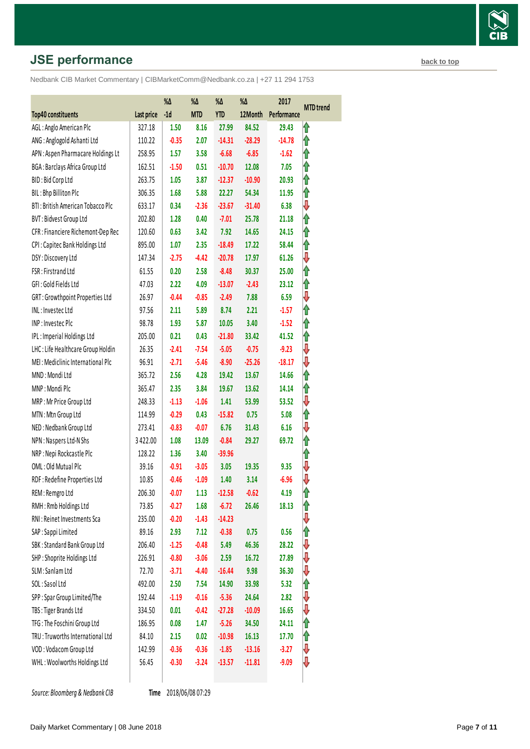## JSE performance

back to top

Nedbank CIB Market Commentary | CIBMarketComm@Nedbank.co.za | +27 11 294 1753

| Top40 constituents | Last price | %Δ -1d | %Δ MTD | %Δ YTD | %Δ 12Month | 2017 Performance | MTD trend |
|---|---|---|---|---|---|---|---|
| AGL : Anglo American Plc | 327.18 | 1.50 | 8.16 | 27.99 | 84.52 | 29.43 | ↑ |
| ANG : Anglogold Ashanti Ltd | 110.22 | -0.35 | 2.07 | -14.31 | -28.29 | -14.78 | ↑ |
| APN : Aspen Pharmacare Holdings Lt | 258.95 | 1.57 | 3.58 | -6.68 | -6.85 | -1.62 | ↑ |
| BGA : Barclays Africa Group Ltd | 162.51 | -1.50 | 0.51 | -10.70 | 12.08 | 7.05 | ↑ |
| BID : Bid Corp Ltd | 263.75 | 1.05 | 3.87 | -12.37 | -10.90 | 20.93 | ↑ |
| BIL : Bhp Billiton Plc | 306.35 | 1.68 | 5.88 | 22.27 | 54.34 | 11.95 | ↑ |
| BTI : British American Tobacco Plc | 633.17 | 0.34 | -2.36 | -23.67 | -31.40 | 6.38 | ↓ |
| BVT : Bidvest Group Ltd | 202.80 | 1.28 | 0.40 | -7.01 | 25.78 | 21.18 | ↑ |
| CFR : Financiere Richemont-Dep Rec | 120.60 | 0.63 | 3.42 | 7.92 | 14.65 | 24.15 | ↑ |
| CPI : Capitec Bank Holdings Ltd | 895.00 | 1.07 | 2.35 | -18.49 | 17.22 | 58.44 | ↑ |
| DSY : Discovery Ltd | 147.34 | -2.75 | -4.42 | -20.78 | 17.97 | 61.26 | ↓ |
| FSR : Firstrand Ltd | 61.55 | 0.20 | 2.58 | -8.48 | 30.37 | 25.00 | ↑ |
| GFI : Gold Fields Ltd | 47.03 | 2.22 | 4.09 | -13.07 | -2.43 | 23.12 | ↑ |
| GRT : Growthpoint Properties Ltd | 26.97 | -0.44 | -0.85 | -2.49 | 7.88 | 6.59 | ↓ |
| INL : Investec Ltd | 97.56 | 2.11 | 5.89 | 8.74 | 2.21 | -1.57 | ↑ |
| INP : Investec Plc | 98.78 | 1.93 | 5.87 | 10.05 | 3.40 | -1.52 | ↑ |
| IPL : Imperial Holdings Ltd | 205.00 | 0.21 | 0.43 | -21.80 | 33.42 | 41.52 | ↑ |
| LHC : Life Healthcare Group Holdin | 26.35 | -2.41 | -7.54 | -5.05 | -0.75 | -9.23 | ↓ |
| MEI : Mediclinic International Plc | 96.91 | -2.71 | -5.46 | -8.90 | -25.26 | -18.17 | ↓ |
| MND : Mondi Ltd | 365.72 | 2.56 | 4.28 | 19.42 | 13.67 | 14.66 | ↑ |
| MNP : Mondi Plc | 365.47 | 2.35 | 3.84 | 19.67 | 13.62 | 14.14 | ↑ |
| MRP : Mr Price Group Ltd | 248.33 | -1.13 | -1.06 | 1.41 | 53.99 | 53.52 | ↓ |
| MTN : Mtn Group Ltd | 114.99 | -0.29 | 0.43 | -15.82 | 0.75 | 5.08 | ↑ |
| NED : Nedbank Group Ltd | 273.41 | -0.83 | -0.07 | 6.76 | 31.43 | 6.16 | ↓ |
| NPN : Naspers Ltd-N Shs | 3 422.00 | 1.08 | 13.09 | -0.84 | 29.27 | 69.72 | ↑ |
| NRP : Nepi Rockcastle Plc | 128.22 | 1.36 | 3.40 | -39.96 | | | ↑ |
| OML : Old Mutual Plc | 39.16 | -0.91 | -3.05 | 3.05 | 19.35 | 9.35 | ↓ |
| RDF : Redefine Properties Ltd | 10.85 | -0.46 | -1.09 | 1.40 | 3.14 | -6.96 | ↓ |
| REM : Remgro Ltd | 206.30 | -0.07 | 1.13 | -12.58 | -0.62 | 4.19 | ↑ |
| RMH : Rmb Holdings Ltd | 73.85 | -0.27 | 1.68 | -6.72 | 26.46 | 18.13 | ↑ |
| RNI : Reinet Investments Sca | 235.00 | -0.20 | -1.43 | -14.23 | | | ↓ |
| SAP : Sappi Limited | 89.16 | 2.93 | 7.12 | -0.38 | 0.75 | 0.56 | ↑ |
| SBK : Standard Bank Group Ltd | 206.40 | -1.25 | -0.48 | 5.49 | 46.36 | 28.22 | ↓ |
| SHP : Shoprite Holdings Ltd | 226.91 | -0.80 | -3.06 | 2.59 | 16.72 | 27.89 | ↓ |
| SLM : Sanlam Ltd | 72.70 | -3.71 | -4.40 | -16.44 | 9.98 | 36.30 | ↓ |
| SOL : Sasol Ltd | 492.00 | 2.50 | 7.54 | 14.90 | 33.98 | 5.32 | ↑ |
| SPP : Spar Group Limited/The | 192.44 | -1.19 | -0.16 | -5.36 | 24.64 | 2.82 | ↓ |
| TBS : Tiger Brands Ltd | 334.50 | 0.01 | -0.42 | -27.28 | -10.09 | 16.65 | ↓ |
| TFG : The Foschini Group Ltd | 186.95 | 0.08 | 1.47 | -5.26 | 34.50 | 24.11 | ↑ |
| TRU : Truworths International Ltd | 84.10 | 2.15 | 0.02 | -10.98 | 16.13 | 17.70 | ↑ |
| VOD : Vodacom Group Ltd | 142.99 | -0.36 | -0.36 | -1.85 | -13.16 | -3.27 | ↓ |
| WHL : Woolworths Holdings Ltd | 56.45 | -0.30 | -3.24 | -13.57 | -11.81 | -9.09 | ↓ |

*Source: Bloomberg & Nedbank CIB* **Time** 2018/06/08 07:29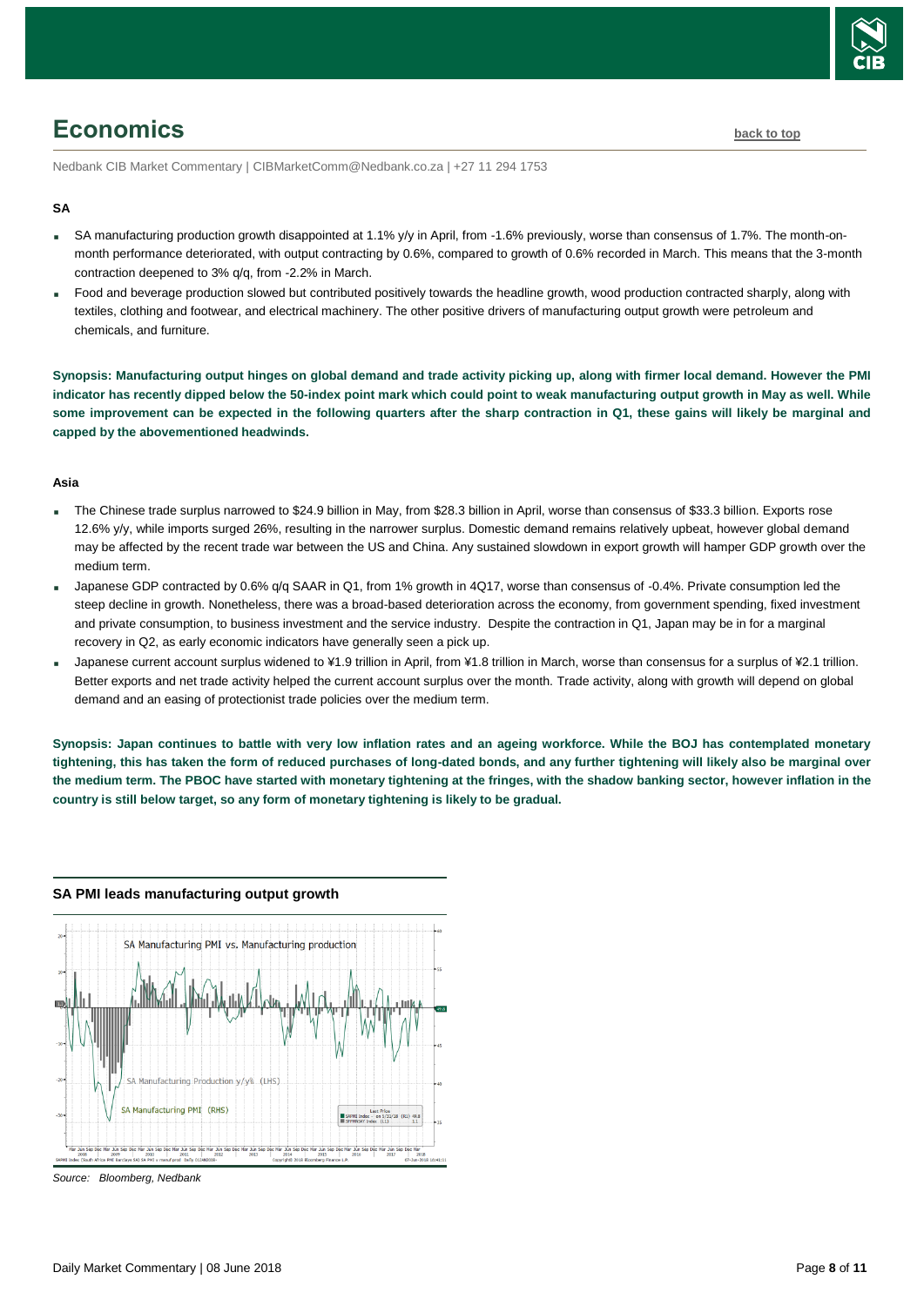# Economics

Nedbank CIB Market Commentary | CIBMarketComm@Nedbank.co.za | +27 11 294 1753

**SA**

- SA manufacturing production growth disappointed at 1.1% y/y in April, from -1.6% previously, worse than consensus of 1.7%. The month-on-month performance deteriorated, with output contracting by 0.6%, compared to growth of 0.6% recorded in March. This means that the 3-month contraction deepened to 3% q/q, from -2.2% in March.
- Food and beverage production slowed but contributed positively towards the headline growth, wood production contracted sharply, along with textiles, clothing and footwear, and electrical machinery. The other positive drivers of manufacturing output growth were petroleum and chemicals, and furniture.

**Synopsis: Manufacturing output hinges on global demand and trade activity picking up, along with firmer local demand. However the PMI indicator has recently dipped below the 50-index point mark which could point to weak manufacturing output growth in May as well. While some improvement can be expected in the following quarters after the sharp contraction in Q1, these gains will likely be marginal and capped by the abovementioned headwinds.**

**Asia**

- The Chinese trade surplus narrowed to $24.9 billion in May, from $28.3 billion in April, worse than consensus of $33.3 billion. Exports rose 12.6% y/y, while imports surged 26%, resulting in the narrower surplus. Domestic demand remains relatively upbeat, however global demand may be affected by the recent trade war between the US and China. Any sustained slowdown in export growth will hamper GDP growth over the medium term.
- Japanese GDP contracted by 0.6% q/q SAAR in Q1, from 1% growth in 4Q17, worse than consensus of -0.4%. Private consumption led the steep decline in growth. Nonetheless, there was a broad-based deterioration across the economy, from government spending, fixed investment and private consumption, to business investment and the service industry. Despite the contraction in Q1, Japan may be in for a marginal recovery in Q2, as early economic indicators have generally seen a pick up.
- Japanese current account surplus widened to ¥1.9 trillion in April, from ¥1.8 trillion in March, worse than consensus for a surplus of ¥2.1 trillion. Better exports and net trade activity helped the current account surplus over the month. Trade activity, along with growth will depend on global demand and an easing of protectionist trade policies over the medium term.

**Synopsis: Japan continues to battle with very low inflation rates and an ageing workforce. While the BOJ has contemplated monetary tightening, this has taken the form of reduced purchases of long-dated bonds, and any further tightening will likely also be marginal over the medium term. The PBOC have started with monetary tightening at the fringes, with the shadow banking sector, however inflation in the country is still below target, so any form of monetary tightening is likely to be gradual.**

**SA PMI leads manufacturing output growth**

*Source: Bloomberg, Nedbank*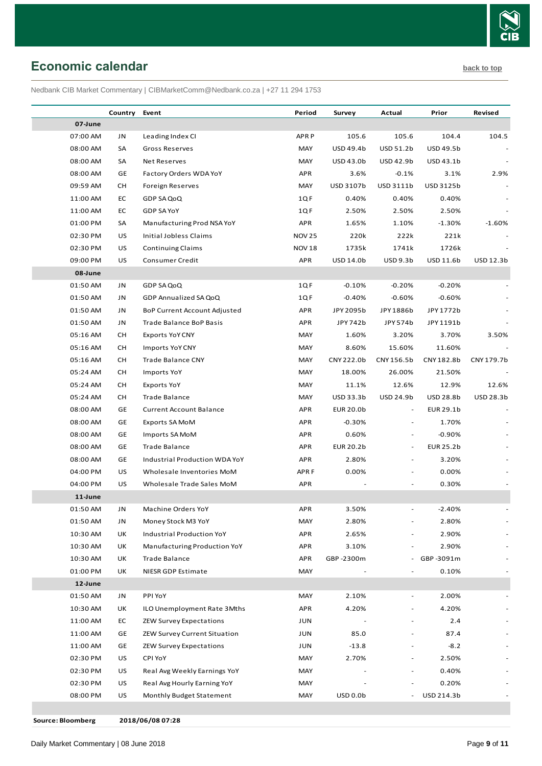## Economic calendar

back to top

Nedbank CIB Market Commentary | CIBMarketComm@Nedbank.co.za | +27 11 294 1753

| | Country | Event | Period | Survey | Actual | Prior | Revised |
|---|---|---|---|---|---|---|---|
| **07-June** | | | | | | | |
| 07:00 AM | JN | Leading Index CI | APR P | 105.6 | 105.6 | 104.4 | 104.5 |
| 08:00 AM | SA | Gross Reserves | MAY | USD 49.4b | USD 51.2b | USD 49.5b | - |
| 08:00 AM | SA | Net Reserves | MAY | USD 43.0b | USD 42.9b | USD 43.1b | - |
| 08:00 AM | GE | Factory Orders WDA YoY | APR | 3.6% | -0.1% | 3.1% | 2.9% |
| 09:59 AM | CH | Foreign Reserves | MAY | USD 3107b | USD 3111b | USD 3125b | - |
| 11:00 AM | EC | GDP SA QoQ | 1Q F | 0.40% | 0.40% | 0.40% | - |
| 11:00 AM | EC | GDP SA YoY | 1Q F | 2.50% | 2.50% | 2.50% | - |
| 01:00 PM | SA | Manufacturing Prod NSA YoY | APR | 1.65% | 1.10% | -1.30% | -1.60% |
| 02:30 PM | US | Initial Jobless Claims | NOV 25 | 220k | 222k | 221k | - |
| 02:30 PM | US | Continuing Claims | NOV 18 | 1735k | 1741k | 1726k | - |
| 09:00 PM | US | Consumer Credit | APR | USD 14.0b | USD 9.3b | USD 11.6b | USD 12.3b |
| **08-June** | | | | | | | |
| 01:50 AM | JN | GDP SA QoQ | 1Q F | -0.10% | -0.20% | -0.20% | - |
| 01:50 AM | JN | GDP Annualized SA QoQ | 1Q F | -0.40% | -0.60% | -0.60% | - |
| 01:50 AM | JN | BoP Current Account Adjusted | APR | JPY 2095b | JPY 1886b | JPY 1772b | - |
| 01:50 AM | JN | Trade Balance BoP Basis | APR | JPY 742b | JPY 574b | JPY 1191b | - |
| 05:16 AM | CH | Exports YoY CNY | MAY | 1.60% | 3.20% | 3.70% | 3.50% |
| 05:16 AM | CH | Imports YoY CNY | MAY | 8.60% | 15.60% | 11.60% | - |
| 05:16 AM | CH | Trade Balance CNY | MAY | CNY 222.0b | CNY 156.5b | CNY 182.8b | CNY 179.7b |
| 05:24 AM | CH | Imports YoY | MAY | 18.00% | 26.00% | 21.50% | - |
| 05:24 AM | CH | Exports YoY | MAY | 11.1% | 12.6% | 12.9% | 12.6% |
| 05:24 AM | CH | Trade Balance | MAY | USD 33.3b | USD 24.9b | USD 28.8b | USD 28.3b |
| 08:00 AM | GE | Current Account Balance | APR | EUR 20.0b | - | EUR 29.1b | - |
| 08:00 AM | GE | Exports SA MoM | APR | -0.30% | - | 1.70% | - |
| 08:00 AM | GE | Imports SA MoM | APR | 0.60% | - | -0.90% | - |
| 08:00 AM | GE | Trade Balance | APR | EUR 20.2b | - | EUR 25.2b | - |
| 08:00 AM | GE | Industrial Production WDA YoY | APR | 2.80% | - | 3.20% | - |
| 04:00 PM | US | Wholesale Inventories MoM | APR F | 0.00% | - | 0.00% | - |
| 04:00 PM | US | Wholesale Trade Sales MoM | APR | - | - | 0.30% | - |
| **11-June** | | | | | | | |
| 01:50 AM | JN | Machine Orders YoY | APR | 3.50% | - | -2.40% | - |
| 01:50 AM | JN | Money Stock M3 YoY | MAY | 2.80% | - | 2.80% | - |
| 10:30 AM | UK | Industrial Production YoY | APR | 2.65% | - | 2.90% | - |
| 10:30 AM | UK | Manufacturing Production YoY | APR | 3.10% | - | 2.90% | - |
| 10:30 AM | UK | Trade Balance | APR | GBP -2300m | - | GBP -3091m | - |
| 01:00 PM | UK | NIESR GDP Estimate | MAY | - | - | 0.10% | - |
| **12-June** | | | | | | | |
| 01:50 AM | JN | PPI YoY | MAY | 2.10% | - | 2.00% | - |
| 10:30 AM | UK | ILO Unemployment Rate 3Mths | APR | 4.20% | - | 4.20% | - |
| 11:00 AM | EC | ZEW Survey Expectations | JUN | - | - | 2.4 | - |
| 11:00 AM | GE | ZEW Survey Current Situation | JUN | 85.0 | - | 87.4 | - |
| 11:00 AM | GE | ZEW Survey Expectations | JUN | -13.8 | - | -8.2 | - |
| 02:30 PM | US | CPI YoY | MAY | 2.70% | - | 2.50% | - |
| 02:30 PM | US | Real Avg Weekly Earnings YoY | MAY | - | - | 0.40% | - |
| 02:30 PM | US | Real Avg Hourly Earning YoY | MAY | - | - | 0.20% | - |
| 08:00 PM | US | Monthly Budget Statement | MAY | USD 0.0b | - | USD 214.3b | - |

**Source: Bloomberg** **2018/06/08 07:28**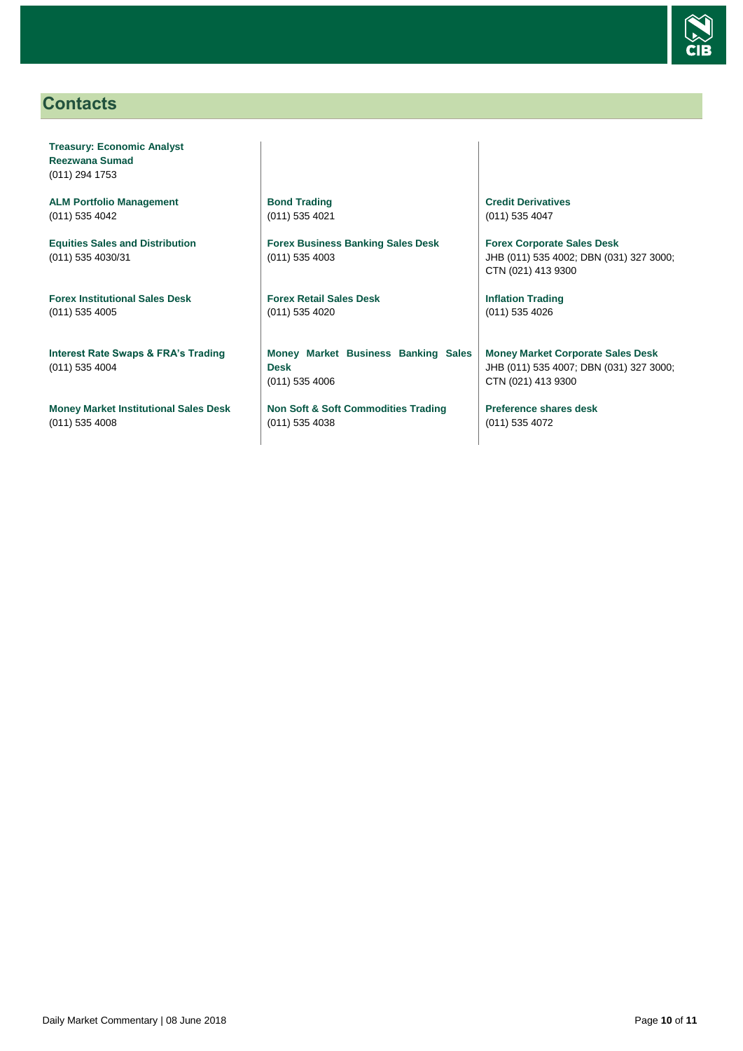## Contacts

**Treasury: Economic Analyst**
**Reezwana Sumad**
(011) 294 1753

**ALM Portfolio Management**
(011) 535 4042

**Equities Sales and Distribution**
(011) 535 4030/31

**Forex Institutional Sales Desk**
(011) 535 4005

**Interest Rate Swaps & FRA's Trading**
(011) 535 4004

**Money Market Institutional Sales Desk**
(011) 535 4008

**Bond Trading**
(011) 535 4021

**Forex Business Banking Sales Desk**
(011) 535 4003

**Forex Retail Sales Desk**
(011) 535 4020

**Money Market Business Banking Sales Desk**
(011) 535 4006

**Non Soft & Soft Commodities Trading**
(011) 535 4038

**Credit Derivatives**
(011) 535 4047

**Forex Corporate Sales Desk**
JHB (011) 535 4002; DBN (031) 327 3000; CTN (021) 413 9300

**Inflation Trading**
(011) 535 4026

**Money Market Corporate Sales Desk**
JHB (011) 535 4007; DBN (031) 327 3000; CTN (021) 413 9300

**Preference shares desk**
(011) 535 4072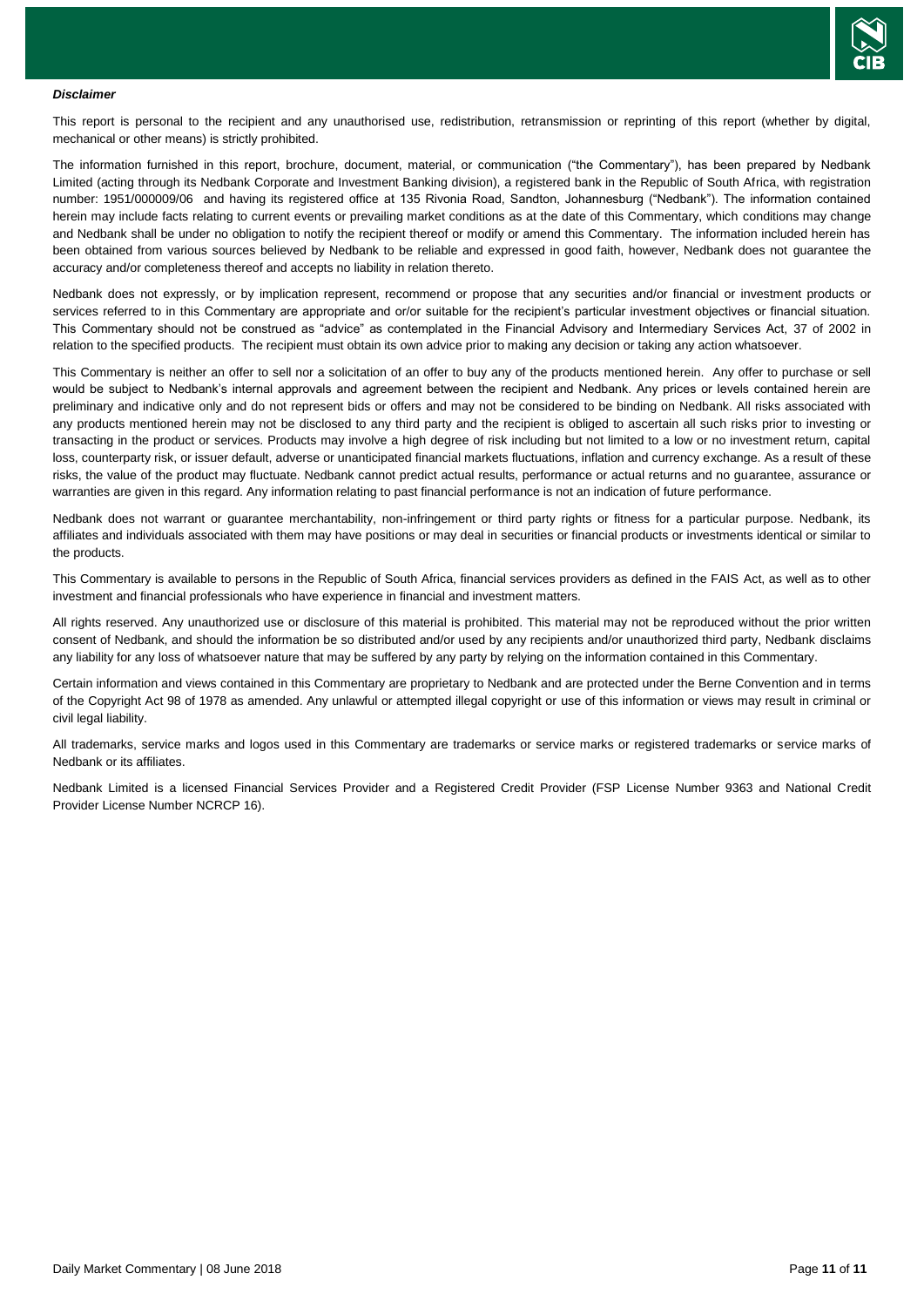***Disclaimer***

This report is personal to the recipient and any unauthorised use, redistribution, retransmission or reprinting of this report (whether by digital, mechanical or other means) is strictly prohibited.

The information furnished in this report, brochure, document, material, or communication ("the Commentary"), has been prepared by Nedbank Limited (acting through its Nedbank Corporate and Investment Banking division), a registered bank in the Republic of South Africa, with registration number: 1951/000009/06 and having its registered office at 135 Rivonia Road, Sandton, Johannesburg ("Nedbank"). The information contained herein may include facts relating to current events or prevailing market conditions as at the date of this Commentary, which conditions may change and Nedbank shall be under no obligation to notify the recipient thereof or modify or amend this Commentary. The information included herein has been obtained from various sources believed by Nedbank to be reliable and expressed in good faith, however, Nedbank does not guarantee the accuracy and/or completeness thereof and accepts no liability in relation thereto.

Nedbank does not expressly, or by implication represent, recommend or propose that any securities and/or financial or investment products or services referred to in this Commentary are appropriate and or/or suitable for the recipient's particular investment objectives or financial situation. This Commentary should not be construed as "advice" as contemplated in the Financial Advisory and Intermediary Services Act, 37 of 2002 in relation to the specified products. The recipient must obtain its own advice prior to making any decision or taking any action whatsoever.

This Commentary is neither an offer to sell nor a solicitation of an offer to buy any of the products mentioned herein. Any offer to purchase or sell would be subject to Nedbank's internal approvals and agreement between the recipient and Nedbank. Any prices or levels contained herein are preliminary and indicative only and do not represent bids or offers and may not be considered to be binding on Nedbank. All risks associated with any products mentioned herein may not be disclosed to any third party and the recipient is obliged to ascertain all such risks prior to investing or transacting in the product or services. Products may involve a high degree of risk including but not limited to a low or no investment return, capital loss, counterparty risk, or issuer default, adverse or unanticipated financial markets fluctuations, inflation and currency exchange. As a result of these risks, the value of the product may fluctuate. Nedbank cannot predict actual results, performance or actual returns and no guarantee, assurance or warranties are given in this regard. Any information relating to past financial performance is not an indication of future performance.

Nedbank does not warrant or guarantee merchantability, non-infringement or third party rights or fitness for a particular purpose. Nedbank, its affiliates and individuals associated with them may have positions or may deal in securities or financial products or investments identical or similar to the products.

This Commentary is available to persons in the Republic of South Africa, financial services providers as defined in the FAIS Act, as well as to other investment and financial professionals who have experience in financial and investment matters.

All rights reserved. Any unauthorized use or disclosure of this material is prohibited. This material may not be reproduced without the prior written consent of Nedbank, and should the information be so distributed and/or used by any recipients and/or unauthorized third party, Nedbank disclaims any liability for any loss of whatsoever nature that may be suffered by any party by relying on the information contained in this Commentary.

Certain information and views contained in this Commentary are proprietary to Nedbank and are protected under the Berne Convention and in terms of the Copyright Act 98 of 1978 as amended. Any unlawful or attempted illegal copyright or use of this information or views may result in criminal or civil legal liability.

All trademarks, service marks and logos used in this Commentary are trademarks or service marks or registered trademarks or service marks of Nedbank or its affiliates.

Nedbank Limited is a licensed Financial Services Provider and a Registered Credit Provider (FSP License Number 9363 and National Credit Provider License Number NCRCP 16).